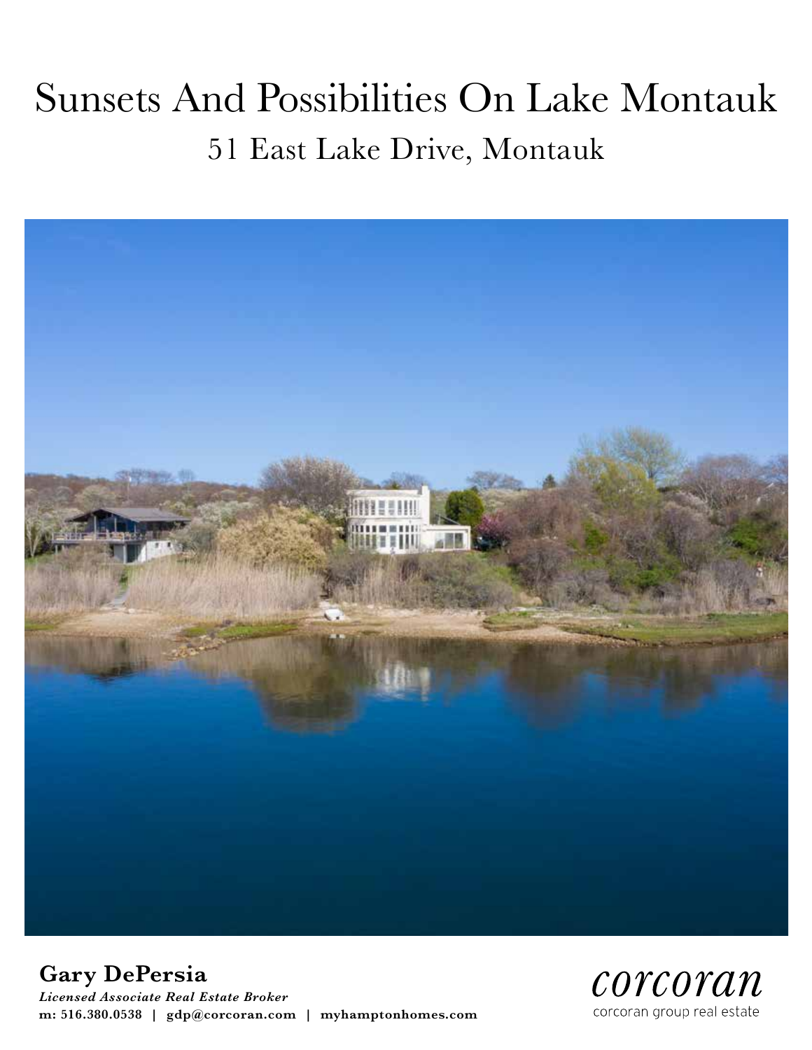# Sunsets And Possibilities On Lake Montauk

## 51 East Lake Drive, Montauk

**Gary DePersia**

***Licensed Associate Real Estate Broker***

**m: 516.380.0538 | gdp@corcoran.com | myhamptonhomes.com**

corcoran

corcoran group real estate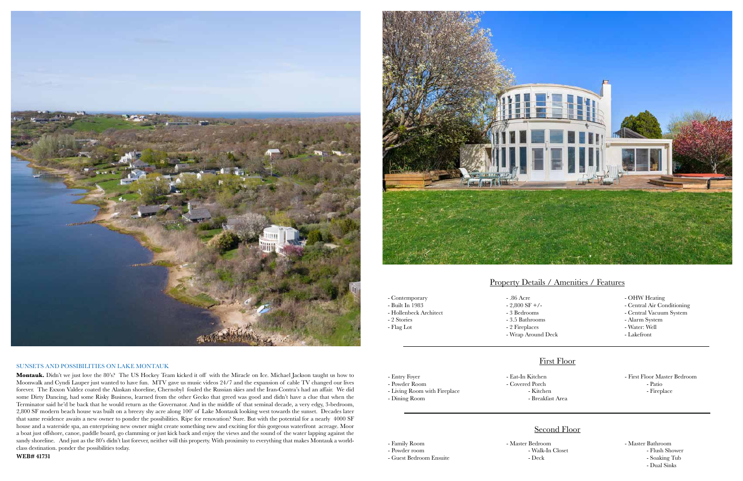## SUNSETS AND POSSIBILITIES ON LAKE MONTAUK

**Montauk.** Didn't we just love the 80's? The US Hockey Team kicked it off with the Miracle on Ice. Michael Jackson taught us how to Moonwalk and Cyndi Lauper just wanted to have fun. MTV gave us music videos 24/7 and the expansion of cable TV changed our lives forever. The Exxon Valdez coated the Alaskan shoreline, Chernobyl fouled the Russian skies and the Iran-Contra's had an affair. We did some Dirty Dancing, had some Risky Business, learned from the other Gecko that greed was good and didn't have a clue that when the Terminator said he'd be back that he would return as the Governator. And in the middle of that seminal decade, a very edgy, 3-bedroom, 2,800 SF modern beach house was built on a breezy shy acre along 100' of Lake Montauk looking west towards the sunset. Decades later that same residence awaits a new owner to ponder the possibilities. Ripe for renovation? Sure. But with the potential for a nearly 4000 SF house and a waterside spa, an enterprising new owner might create something new and exciting for this gorgeous waterfront acreage. Moor a boat just offshore, canoe, paddle board, go clamming or just kick back and enjoy the views and the sound of the water lapping against the sandy shoreline. And just as the 80's didn't last forever, neither will this property. With proximity to everything that makes Montauk a world-class destination. ponder the possibilities today.

**WEB# 41731**

## Property Details / Amenities / Features

- Contemporary
- Built In 1983
- Hollenbeck Architect
- 2 Stories
- Flag Lot

- .86 Acre
- 2,800 SF +/-
- 3 Bedrooms
- 3.5 Bathrooms
- 2 Fireplaces
- Wrap Around Deck

- OHW Heating
- Central Air Conditioning
- Central Vacuum System
- Alarm System
- Water: Well
- Lakefront

## First Floor

- Entry Foyer
- Powder Room
- Living Room with Fireplace
- Dining Room

- Eat-In Kitchen
- Covered Porch
  - Kitchen
  - Breakfast Area

- First Floor Master Bedroom
  - Patio
  - Fireplace

## Second Floor

- Family Room
- Powder room
- Guest Bedroom Ensuite

- Master Bedroom
  - Walk-In Closet
  - Deck

- Master Bathroom
  - Flush Shower
  - Soaking Tub
  - Dual Sinks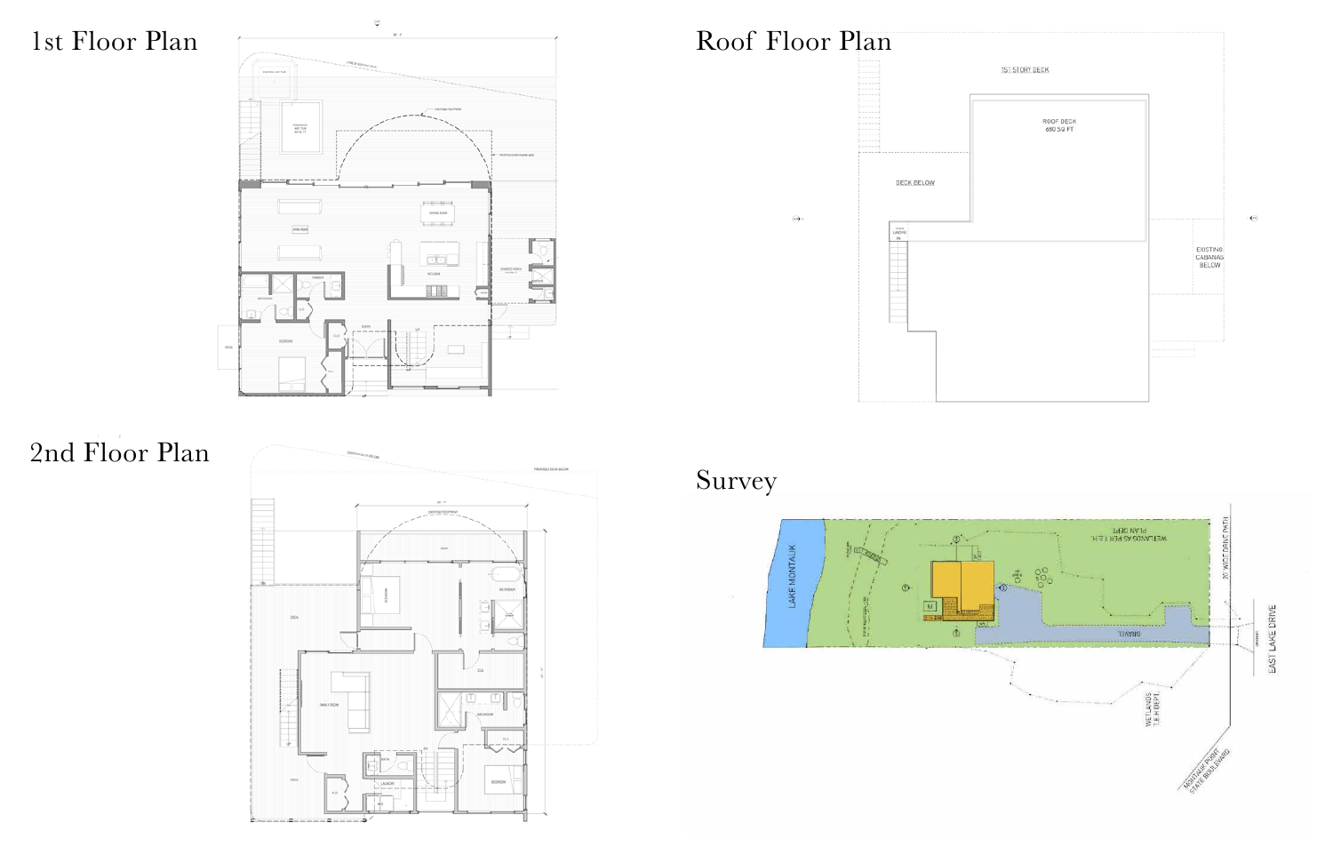## 1st Floor Plan

EXISTING LAP POOL

PROPOSED HOT TUB

EXISTING FOOTPRINT

PROPOSED DECK

LIVING ROOM

DINING ROOM

KITCHEN

POWDER

BATHROOM

CLO.

BEDROOM

ENTRY

UP

SCREENED PORCH

OUTDOOR

PATIO

## Roof Floor Plan

1ST STORY DECK

ROOF DECK
680 SQ FT

DECK BELOW

STAIR LANDING
DN

EXISTING CABANAS BELOW

## 2nd Floor Plan

EXISTING DECK BELOW

PROPOSED DECK BELOW

EXISTING FOOTPRINT

DECK

BEDROOM

BATHROOM

CLO.

FAMILY ROOM

BATHROOM

BATH

LAUNDRY

BEDROOM

DN

UP

## Survey

LAKE MONTAUK

WETLANDS AS PER T.E.H. PLAN DEPT.

GRAVEL

20' WIDE DRIVE PATH

EAST LAKE DRIVE

WETLANDS T.E.H. DEPT.

MONTAUK POINT STATE BOULEVARD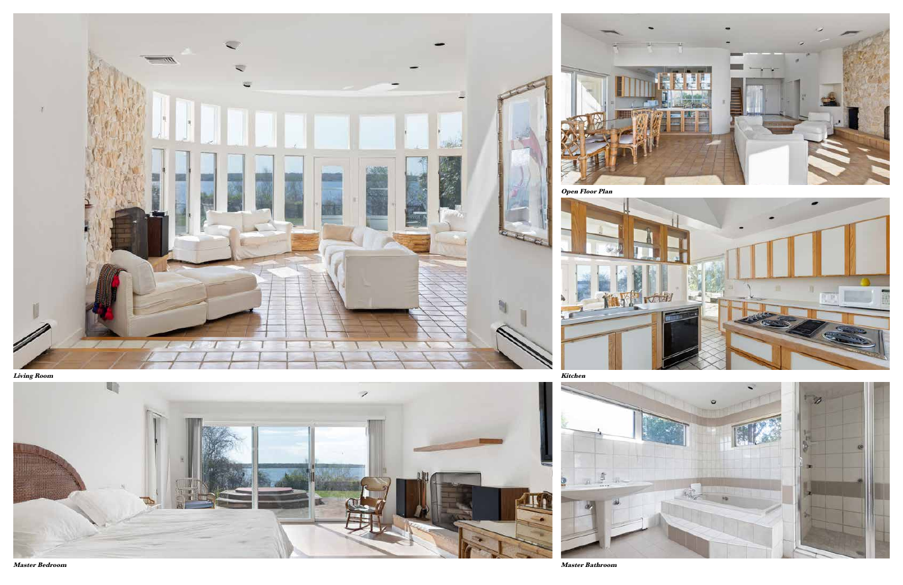*Living Room*

*Open Floor Plan*

*Kitchen*

*Master Bedroom*

*Master Bathroom*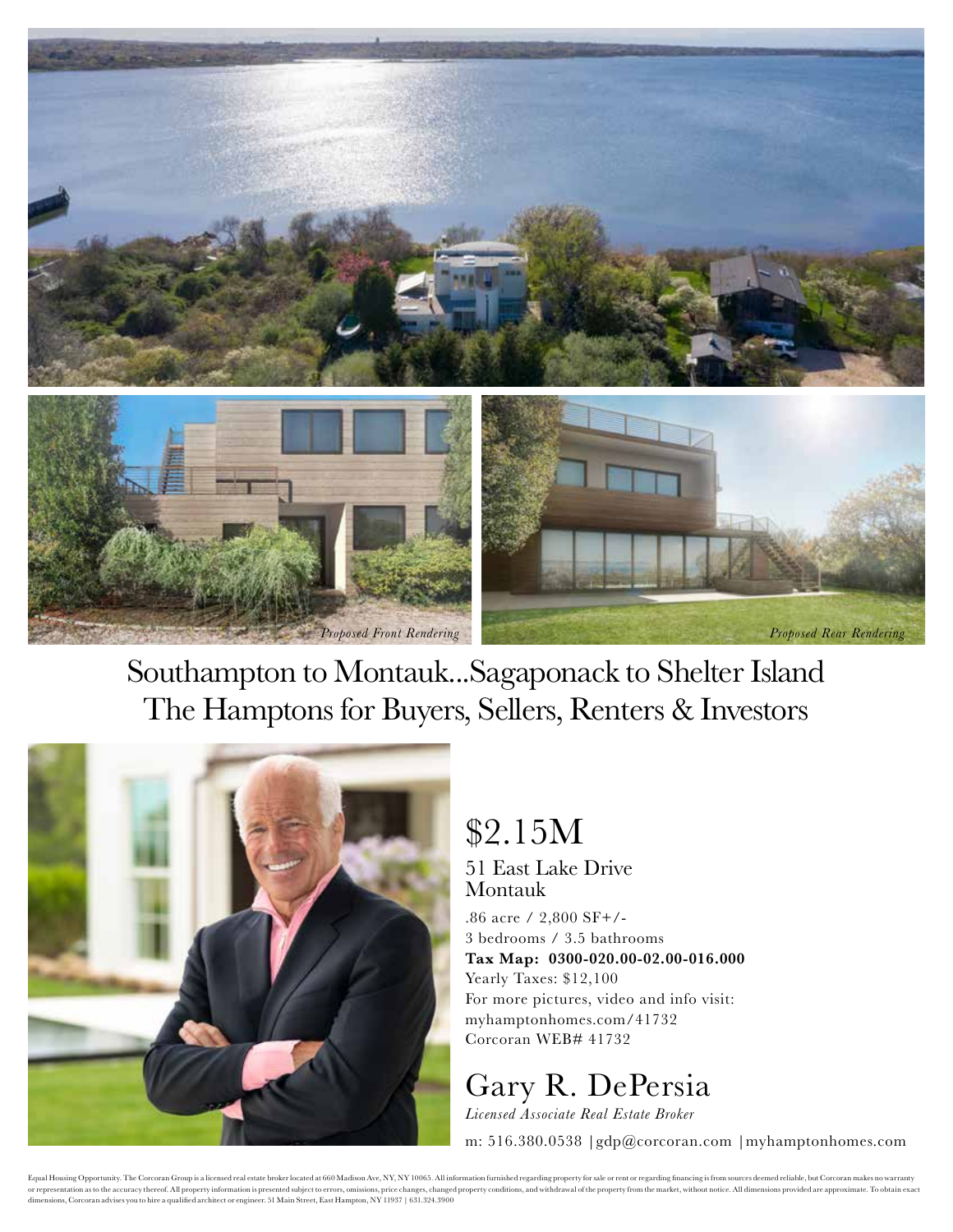*Proposed Front Rendering*

*Proposed Rear Rendering*

# Southampton to Montauk...Sagaponack to Shelter Island
# The Hamptons for Buyers, Sellers, Renters & Investors

## $2.15M

51 East Lake Drive
Montauk

.86 acre / 2,800 SF+/-
3 bedrooms / 3.5 bathrooms
**Tax Map: 0300-020.00-02.00-016.000**
Yearly Taxes: $12,100
For more pictures, video and info visit:
myhamptonhomes.com/41732
Corcoran WEB# 41732

## Gary R. DePersia

*Licensed Associate Real Estate Broker*

m: 516.380.0538 | gdp@corcoran.com | myhamptonhomes.com

Equal Housing Opportunity. The Corcoran Group is a licensed real estate broker located at 660 Madison Ave, NY, NY 10065. All information furnished regarding property for sale or rent or regarding financing is from sources deemed reliable, but Corcoran makes no warranty or representation as to the accuracy thereof. All property information is presented subject to errors, omissions, price changes, changed property conditions, and withdrawal of the property from the market, without notice. All dimensions provided are approximate. To obtain exact dimensions, Corcoran advises you to hire a qualified architect or engineer. 51 Main Street, East Hampton, NY 11937 | 631.324.3900